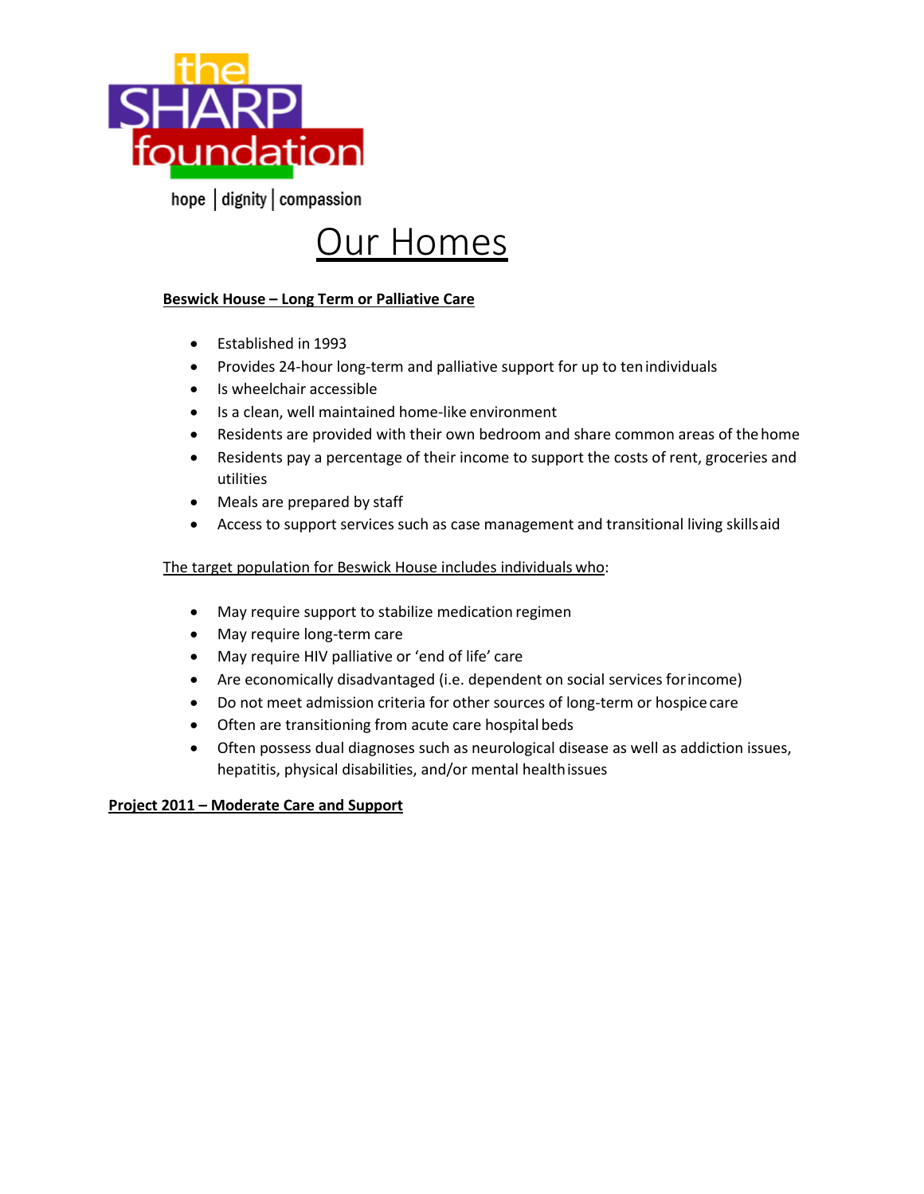the SHARP foundation

hope | dignity | compassion

# Our Homes

**Beswick House – Long Term or Palliative Care**

- Established in 1993
- Provides 24-hour long-term and palliative support for up to ten individuals
- Is wheelchair accessible
- Is a clean, well maintained home-like environment
- Residents are provided with their own bedroom and share common areas of the home
- Residents pay a percentage of their income to support the costs of rent, groceries and utilities
- Meals are prepared by staff
- Access to support services such as case management and transitional living skills aid

The target population for Beswick House includes individuals who:

- May require support to stabilize medication regimen
- May require long-term care
- May require HIV palliative or 'end of life' care
- Are economically disadvantaged (i.e. dependent on social services for income)
- Do not meet admission criteria for other sources of long-term or hospice care
- Often are transitioning from acute care hospital beds
- Often possess dual diagnoses such as neurological disease as well as addiction issues, hepatitis, physical disabilities, and/or mental health issues

**Project 2011 – Moderate Care and Support**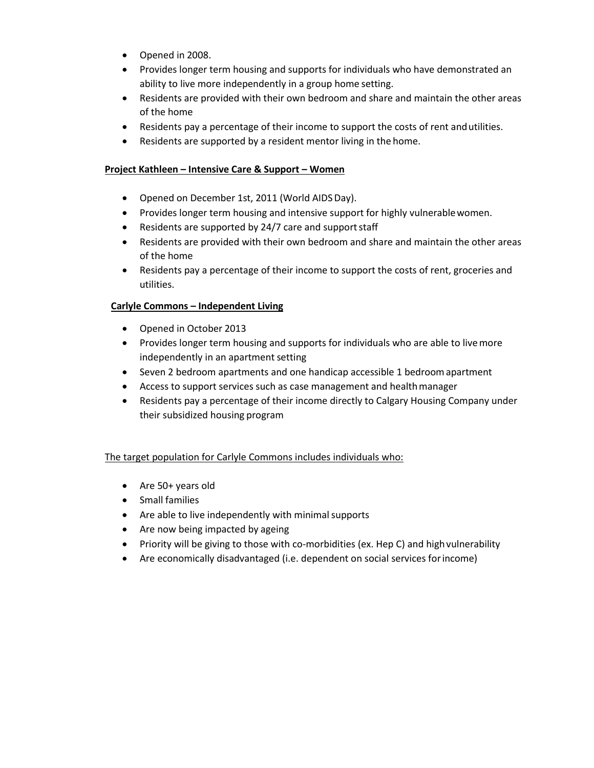- Opened in 2008.
- Provides longer term housing and supports for individuals who have demonstrated an ability to live more independently in a group home setting.
- Residents are provided with their own bedroom and share and maintain the other areas of the home
- Residents pay a percentage of their income to support the costs of rent and utilities.
- Residents are supported by a resident mentor living in the home.

**Project Kathleen – Intensive Care & Support – Women**

- Opened on December 1st, 2011 (World AIDS Day).
- Provides longer term housing and intensive support for highly vulnerable women.
- Residents are supported by 24/7 care and support staff
- Residents are provided with their own bedroom and share and maintain the other areas of the home
- Residents pay a percentage of their income to support the costs of rent, groceries and utilities.

**Carlyle Commons – Independent Living**

- Opened in October 2013
- Provides longer term housing and supports for individuals who are able to live more independently in an apartment setting
- Seven 2 bedroom apartments and one handicap accessible 1 bedroom apartment
- Access to support services such as case management and health manager
- Residents pay a percentage of their income directly to Calgary Housing Company under their subsidized housing program

The target population for Carlyle Commons includes individuals who:

- Are 50+ years old
- Small families
- Are able to live independently with minimal supports
- Are now being impacted by ageing
- Priority will be giving to those with co-morbidities (ex. Hep C) and high vulnerability
- Are economically disadvantaged (i.e. dependent on social services for income)